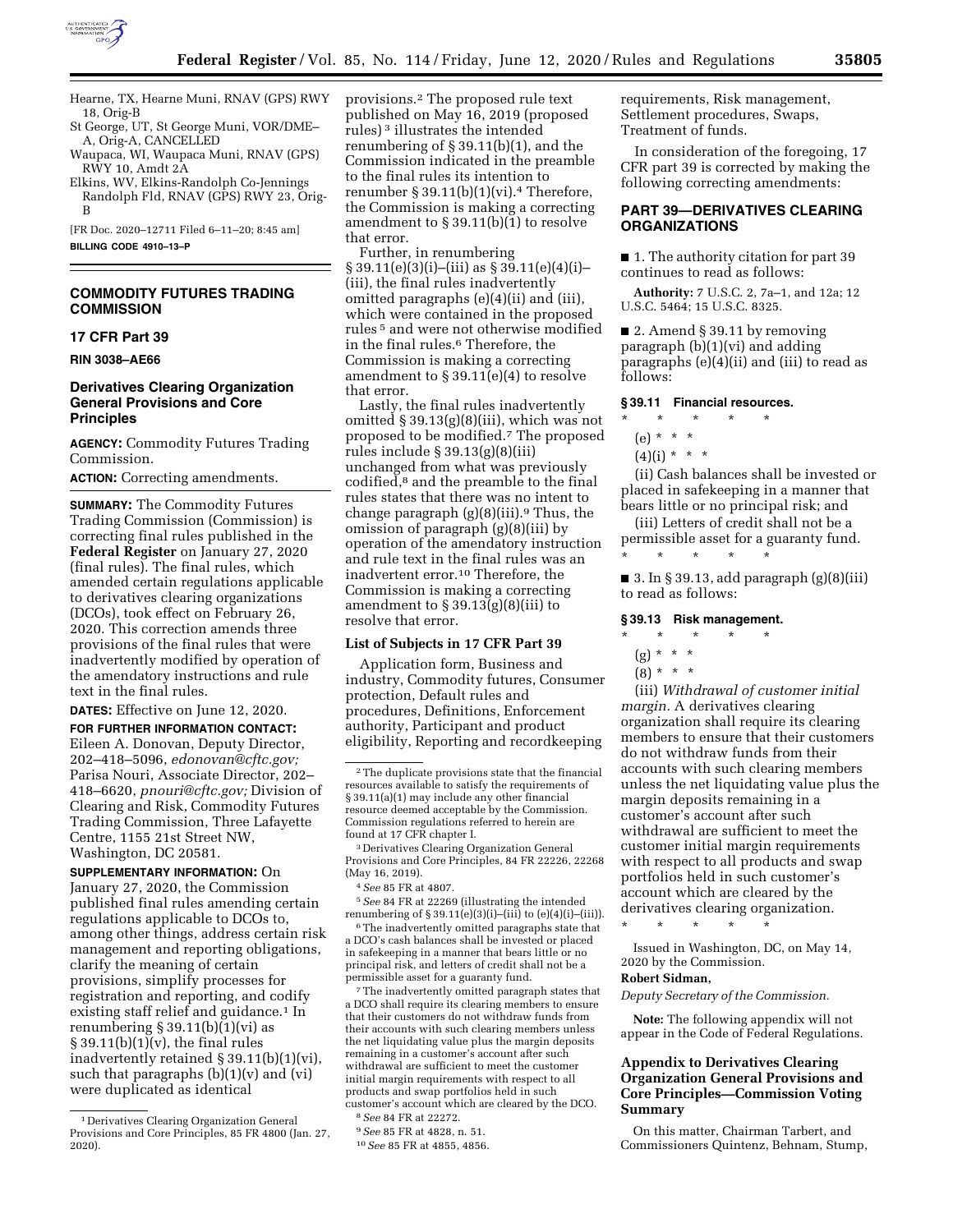Hearne, TX, Hearne Muni, RNAV (GPS) RWY 18, Orig-B

St George, UT, St George Muni, VOR/DME–A, Orig-A, CANCELLED

Waupaca, WI, Waupaca Muni, RNAV (GPS) RWY 10, Amdt 2A

Elkins, WV, Elkins-Randolph Co-Jennings Randolph Fld, RNAV (GPS) RWY 23, Orig-B

[FR Doc. 2020–12711 Filed 6–11–20; 8:45 am]

**BILLING CODE 4910–13–P**

## COMMODITY FUTURES TRADING COMMISSION

### 17 CFR Part 39

**RIN 3038–AE66**

### Derivatives Clearing Organization General Provisions and Core Principles

**AGENCY:** Commodity Futures Trading Commission.

**ACTION:** Correcting amendments.

**SUMMARY:** The Commodity Futures Trading Commission (Commission) is correcting final rules published in the **Federal Register** on January 27, 2020 (final rules). The final rules, which amended certain regulations applicable to derivatives clearing organizations (DCOs), took effect on February 26, 2020. This correction amends three provisions of the final rules that were inadvertently modified by operation of the amendatory instructions and rule text in the final rules.

**DATES:** Effective on June 12, 2020.

**FOR FURTHER INFORMATION CONTACT:** Eileen A. Donovan, Deputy Director, 202–418–5096, *edonovan@cftc.gov;* Parisa Nouri, Associate Director, 202–418–6620, *pnouri@cftc.gov;* Division of Clearing and Risk, Commodity Futures Trading Commission, Three Lafayette Centre, 1155 21st Street NW, Washington, DC 20581.

**SUPPLEMENTARY INFORMATION:** On January 27, 2020, the Commission published final rules amending certain regulations applicable to DCOs to, among other things, address certain risk management and reporting obligations, clarify the meaning of certain provisions, simplify processes for registration and reporting, and codify existing staff relief and guidance.[1] In renumbering § 39.11(b)(1)(vi) as § 39.11(b)(1)(v), the final rules inadvertently retained § 39.11(b)(1)(vi), such that paragraphs (b)(1)(v) and (vi) were duplicated as identical provisions.[2] The proposed rule text published on May 16, 2019 (proposed rules)[3] illustrates the intended renumbering of § 39.11(b)(1), and the Commission indicated in the preamble to the final rules its intention to renumber § 39.11(b)(1)(vi).[4] Therefore, the Commission is making a correcting amendment to § 39.11(b)(1) to resolve that error.

Further, in renumbering § 39.11(e)(3)(i)–(iii) as § 39.11(e)(4)(i)–(iii), the final rules inadvertently omitted paragraphs (e)(4)(ii) and (iii), which were contained in the proposed rules[5] and were not otherwise modified in the final rules.[6] Therefore, the Commission is making a correcting amendment to § 39.11(e)(4) to resolve that error.

Lastly, the final rules inadvertently omitted § 39.13(g)(8)(iii), which was not proposed to be modified.[7] The proposed rules include § 39.13(g)(8)(iii) unchanged from what was previously codified,[8] and the preamble to the final rules states that there was no intent to change paragraph (g)(8)(iii).[9] Thus, the omission of paragraph (g)(8)(iii) by operation of the amendatory instruction and rule text in the final rules was an inadvertent error.[10] Therefore, the Commission is making a correcting amendment to § 39.13(g)(8)(iii) to resolve that error.

### List of Subjects in 17 CFR Part 39

Application form, Business and industry, Commodity futures, Consumer protection, Default rules and procedures, Definitions, Enforcement authority, Participant and product eligibility, Reporting and recordkeeping requirements, Risk management, Settlement procedures, Swaps, Treatment of funds.

In consideration of the foregoing, 17 CFR part 39 is corrected by making the following correcting amendments:

## PART 39—DERIVATIVES CLEARING ORGANIZATIONS

■ 1. The authority citation for part 39 continues to read as follows:

**Authority:** 7 U.S.C. 2, 7a–1, and 12a; 12 U.S.C. 5464; 15 U.S.C. 8325.

■ 2. Amend § 39.11 by removing paragraph (b)(1)(vi) and adding paragraphs (e)(4)(ii) and (iii) to read as follows:

#### § 39.11 Financial resources.

\* \* \* \* \*

(e) \* \* \*

(4)(i) \* \* \*

(ii) Cash balances shall be invested or placed in safekeeping in a manner that bears little or no principal risk; and

(iii) Letters of credit shall not be a permissible asset for a guaranty fund.

\* \* \* \* \*

■ 3. In § 39.13, add paragraph (g)(8)(iii) to read as follows:

#### § 39.13 Risk management.

\* \* \* \* \*

(g) \* \* \*

(8) \* \* \*

(iii) *Withdrawal of customer initial margin.* A derivatives clearing organization shall require its clearing members to ensure that their customers do not withdraw funds from their accounts with such clearing members unless the net liquidating value plus the margin deposits remaining in a customer's account after such withdrawal are sufficient to meet the customer initial margin requirements with respect to all products and swap portfolios held in such customer's account which are cleared by the derivatives clearing organization.

\* \* \* \* \*

Issued in Washington, DC, on May 14, 2020 by the Commission.

**Robert Sidman,**

*Deputy Secretary of the Commission.*

**Note:** The following appendix will not appear in the Code of Federal Regulations.

### Appendix to Derivatives Clearing Organization General Provisions and Core Principles—Commission Voting Summary

On this matter, Chairman Tarbert, and Commissioners Quintenz, Behnam, Stump,

---

[1] Derivatives Clearing Organization General Provisions and Core Principles, 85 FR 4800 (Jan. 27, 2020).

[2] The duplicate provisions state that the financial resources available to satisfy the requirements of § 39.11(a)(1) may include any other financial resource deemed acceptable by the Commission. Commission regulations referred to herein are found at 17 CFR chapter I.

[3] Derivatives Clearing Organization General Provisions and Core Principles, 84 FR 22226, 22268 (May 16, 2019).

[4] *See* 85 FR at 4807.

[5] *See* 84 FR at 22269 (illustrating the intended renumbering of § 39.11(e)(3)(i)–(iii) to (e)(4)(i)–(iii)).

[6] The inadvertently omitted paragraphs state that a DCO's cash balances shall be invested or placed in safekeeping in a manner that bears little or no principal risk, and letters of credit shall not be a permissible asset for a guaranty fund.

[7] The inadvertently omitted paragraph states that a DCO shall require its clearing members to ensure that their customers do not withdraw funds from their accounts with such clearing members unless the net liquidating value plus the margin deposits remaining in a customer's account after such withdrawal are sufficient to meet the customer initial margin requirements with respect to all products and swap portfolios held in such customer's account which are cleared by the DCO.

[8] *See* 84 FR at 22272.

[9] *See* 85 FR at 4828, n. 51.

[10] *See* 85 FR at 4855, 4856.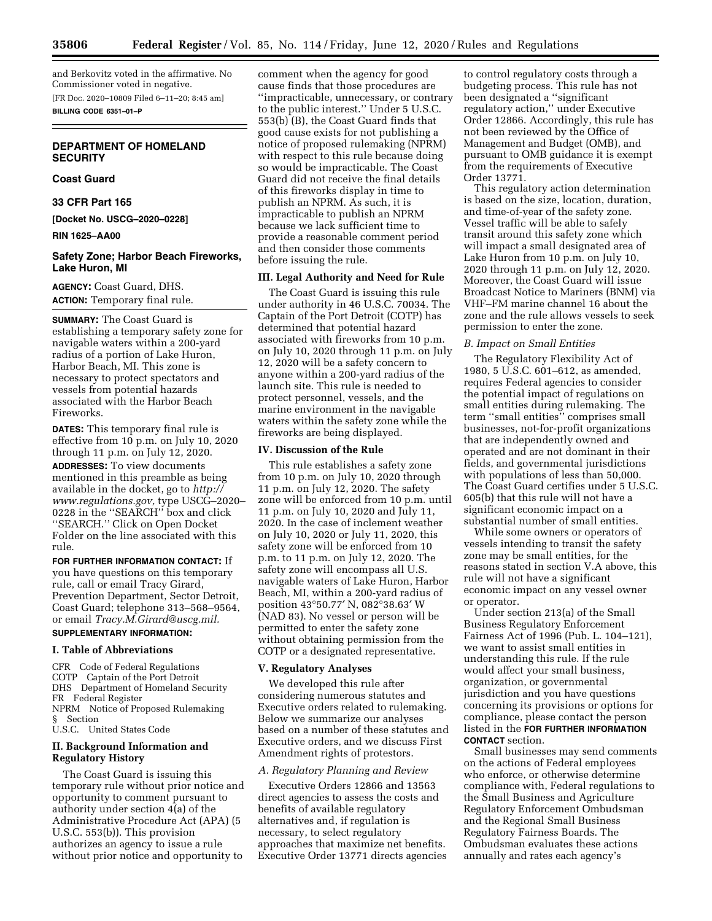and Berkovitz voted in the affirmative. No Commissioner voted in negative.

[FR Doc. 2020–10809 Filed 6–11–20; 8:45 am]

**BILLING CODE 6351–01–P**

## DEPARTMENT OF HOMELAND SECURITY

### Coast Guard

### 33 CFR Part 165

**[Docket No. USCG–2020–0228]**

**RIN 1625–AA00**

## Safety Zone; Harbor Beach Fireworks, Lake Huron, MI

**AGENCY:** Coast Guard, DHS.

**ACTION:** Temporary final rule.

**SUMMARY:** The Coast Guard is establishing a temporary safety zone for navigable waters within a 200-yard radius of a portion of Lake Huron, Harbor Beach, MI. This zone is necessary to protect spectators and vessels from potential hazards associated with the Harbor Beach Fireworks.

**DATES:** This temporary final rule is effective from 10 p.m. on July 10, 2020 through 11 p.m. on July 12, 2020.

**ADDRESSES:** To view documents mentioned in this preamble as being available in the docket, go to *http://www.regulations.gov,* type USCG–2020–0228 in the ''SEARCH'' box and click ''SEARCH.'' Click on Open Docket Folder on the line associated with this rule.

**FOR FURTHER INFORMATION CONTACT:** If you have questions on this temporary rule, call or email Tracy Girard, Prevention Department, Sector Detroit, Coast Guard; telephone 313–568–9564, or email *Tracy.M.Girard@uscg.mil.*

**SUPPLEMENTARY INFORMATION:**

### I. Table of Abbreviations

CFR Code of Federal Regulations
COTP Captain of the Port Detroit
DHS Department of Homeland Security
FR Federal Register
NPRM Notice of Proposed Rulemaking
§ Section
U.S.C. United States Code

### II. Background Information and Regulatory History

The Coast Guard is issuing this temporary rule without prior notice and opportunity to comment pursuant to authority under section 4(a) of the Administrative Procedure Act (APA) (5 U.S.C. 553(b)). This provision authorizes an agency to issue a rule without prior notice and opportunity to comment when the agency for good cause finds that those procedures are ''impracticable, unnecessary, or contrary to the public interest.'' Under 5 U.S.C. 553(b) (B), the Coast Guard finds that good cause exists for not publishing a notice of proposed rulemaking (NPRM) with respect to this rule because doing so would be impracticable. The Coast Guard did not receive the final details of this fireworks display in time to publish an NPRM. As such, it is impracticable to publish an NPRM because we lack sufficient time to provide a reasonable comment period and then consider those comments before issuing the rule.

### III. Legal Authority and Need for Rule

The Coast Guard is issuing this rule under authority in 46 U.S.C. 70034. The Captain of the Port Detroit (COTP) has determined that potential hazard associated with fireworks from 10 p.m. on July 10, 2020 through 11 p.m. on July 12, 2020 will be a safety concern to anyone within a 200-yard radius of the launch site. This rule is needed to protect personnel, vessels, and the marine environment in the navigable waters within the safety zone while the fireworks are being displayed.

### IV. Discussion of the Rule

This rule establishes a safety zone from 10 p.m. on July 10, 2020 through 11 p.m. on July 12, 2020. The safety zone will be enforced from 10 p.m. until 11 p.m. on July 10, 2020 and July 11, 2020. In the case of inclement weather on July 10, 2020 or July 11, 2020, this safety zone will be enforced from 10 p.m. to 11 p.m. on July 12, 2020. The safety zone will encompass all U.S. navigable waters of Lake Huron, Harbor Beach, MI, within a 200-yard radius of position 43°50.77′ N, 082°38.63′ W (NAD 83). No vessel or person will be permitted to enter the safety zone without obtaining permission from the COTP or a designated representative.

### V. Regulatory Analyses

We developed this rule after considering numerous statutes and Executive orders related to rulemaking. Below we summarize our analyses based on a number of these statutes and Executive orders, and we discuss First Amendment rights of protestors.

#### *A. Regulatory Planning and Review*

Executive Orders 12866 and 13563 direct agencies to assess the costs and benefits of available regulatory alternatives and, if regulation is necessary, to select regulatory approaches that maximize net benefits. Executive Order 13771 directs agencies to control regulatory costs through a budgeting process. This rule has not been designated a ''significant regulatory action,'' under Executive Order 12866. Accordingly, this rule has not been reviewed by the Office of Management and Budget (OMB), and pursuant to OMB guidance it is exempt from the requirements of Executive Order 13771.

This regulatory action determination is based on the size, location, duration, and time-of-year of the safety zone. Vessel traffic will be able to safely transit around this safety zone which will impact a small designated area of Lake Huron from 10 p.m. on July 10, 2020 through 11 p.m. on July 12, 2020. Moreover, the Coast Guard will issue Broadcast Notice to Mariners (BNM) via VHF–FM marine channel 16 about the zone and the rule allows vessels to seek permission to enter the zone.

#### *B. Impact on Small Entities*

The Regulatory Flexibility Act of 1980, 5 U.S.C. 601–612, as amended, requires Federal agencies to consider the potential impact of regulations on small entities during rulemaking. The term ''small entities'' comprises small businesses, not-for-profit organizations that are independently owned and operated and are not dominant in their fields, and governmental jurisdictions with populations of less than 50,000. The Coast Guard certifies under 5 U.S.C. 605(b) that this rule will not have a significant economic impact on a substantial number of small entities.

While some owners or operators of vessels intending to transit the safety zone may be small entities, for the reasons stated in section V.A above, this rule will not have a significant economic impact on any vessel owner or operator.

Under section 213(a) of the Small Business Regulatory Enforcement Fairness Act of 1996 (Pub. L. 104–121), we want to assist small entities in understanding this rule. If the rule would affect your small business, organization, or governmental jurisdiction and you have questions concerning its provisions or options for compliance, please contact the person listed in the **FOR FURTHER INFORMATION CONTACT** section.

Small businesses may send comments on the actions of Federal employees who enforce, or otherwise determine compliance with, Federal regulations to the Small Business and Agriculture Regulatory Enforcement Ombudsman and the Regional Small Business Regulatory Fairness Boards. The Ombudsman evaluates these actions annually and rates each agency's